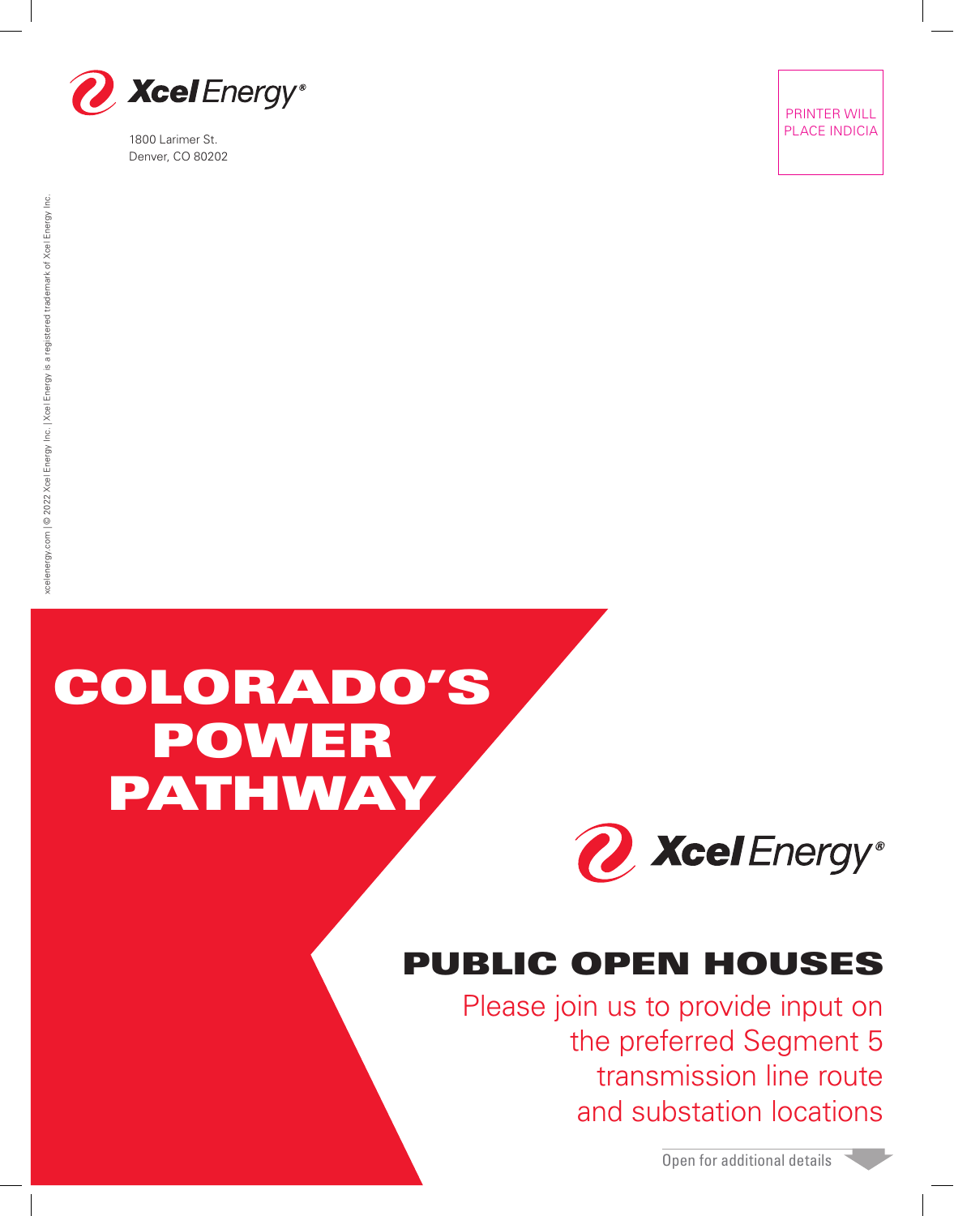Xcel Energy®

1800 Larimer St.
Denver, CO 80202

PRINTER WILL PLACE INDICIA

xcelenergy.com | © 2022 Xcel Energy Inc. | Xcel Energy is a registered trademark of Xcel Energy Inc.

# COLORADO'S POWER PATHWAY

Xcel Energy®

## PUBLIC OPEN HOUSES

Please join us to provide input on the preferred Segment 5 transmission line route and substation locations

Open for additional details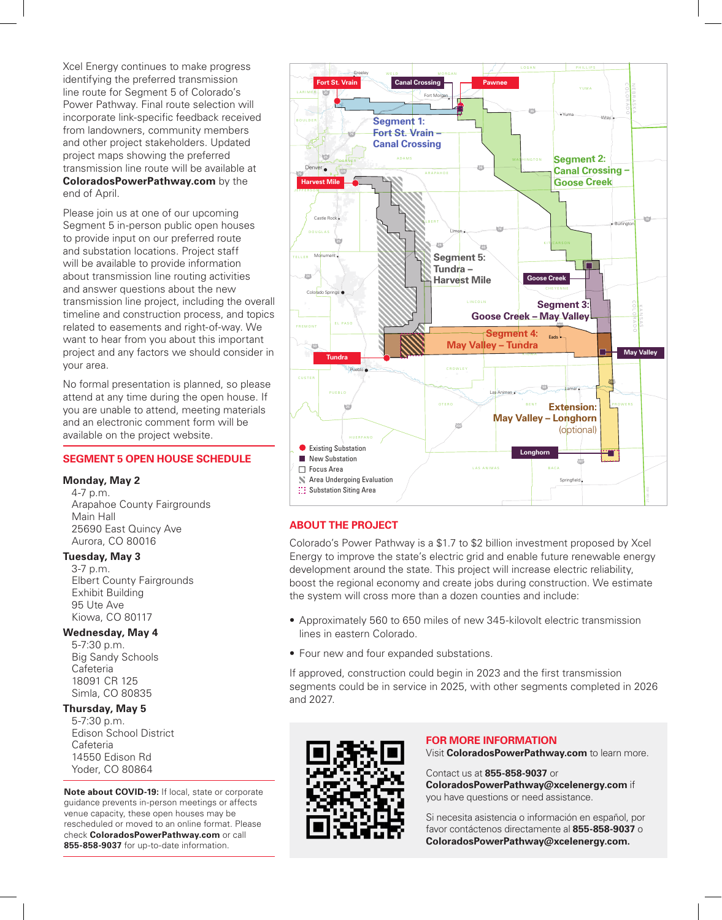Xcel Energy continues to make progress identifying the preferred transmission line route for Segment 5 of Colorado's Power Pathway. Final route selection will incorporate link-specific feedback received from landowners, community members and other project stakeholders. Updated project maps showing the preferred transmission line route will be available at **ColoradosPowerPathway.com** by the end of April.

Please join us at one of our upcoming Segment 5 in-person public open houses to provide input on our preferred route and substation locations. Project staff will be available to provide information about transmission line routing activities and answer questions about the new transmission line project, including the overall timeline and construction process, and topics related to easements and right-of-way. We want to hear from you about this important project and any factors we should consider in your area.

No formal presentation is planned, so please attend at any time during the open house. If you are unable to attend, meeting materials and an electronic comment form will be available on the project website.

## SEGMENT 5 OPEN HOUSE SCHEDULE

**Monday, May 2**
4-7 p.m.
Arapahoe County Fairgrounds
Main Hall
25690 East Quincy Ave
Aurora, CO 80016

**Tuesday, May 3**
3-7 p.m.
Elbert County Fairgrounds
Exhibit Building
95 Ute Ave
Kiowa, CO 80117

**Wednesday, May 4**
5-7:30 p.m.
Big Sandy Schools
Cafeteria
18091 CR 125
Simla, CO 80835

**Thursday, May 5**
5-7:30 p.m.
Edison School District
Cafeteria
14550 Edison Rd
Yoder, CO 80864

**Note about COVID-19:** If local, state or corporate guidance prevents in-person meetings or affects venue capacity, these open houses may be rescheduled or moved to an online format. Please check **ColoradosPowerPathway.com** or call **855-858-9037** for up-to-date information.

Fort St. Vrain
Canal Crossing
Pawnee
Segment 1: Fort St. Vrain – Canal Crossing
Segment 2: Canal Crossing – Goose Creek
Harvest Mile
Segment 5: Tundra – Harvest Mile
Goose Creek
Segment 3: Goose Creek – May Valley
Segment 4: May Valley – Tundra
Tundra
May Valley
Extension: May Valley – Longhorn (optional)
Longhorn
Existing Substation
New Substation
Focus Area
Area Undergoing Evaluation
Substation Siting Area

## ABOUT THE PROJECT

Colorado's Power Pathway is a $1.7 to $2 billion investment proposed by Xcel Energy to improve the state's electric grid and enable future renewable energy development around the state. This project will increase electric reliability, boost the regional economy and create jobs during construction. We estimate the system will cross more than a dozen counties and include:

- Approximately 560 to 650 miles of new 345-kilovolt electric transmission lines in eastern Colorado.
- Four new and four expanded substations.

If approved, construction could begin in 2023 and the first transmission segments could be in service in 2025, with other segments completed in 2026 and 2027.

## FOR MORE INFORMATION

Visit **ColoradosPowerPathway.com** to learn more.

Contact us at **855-858-9037** or **ColoradosPowerPathway@xcelenergy.com** if you have questions or need assistance.

Si necesita asistencia o información en español, por favor contáctenos directamente al **855-858-9037** o **ColoradosPowerPathway@xcelenergy.com.**